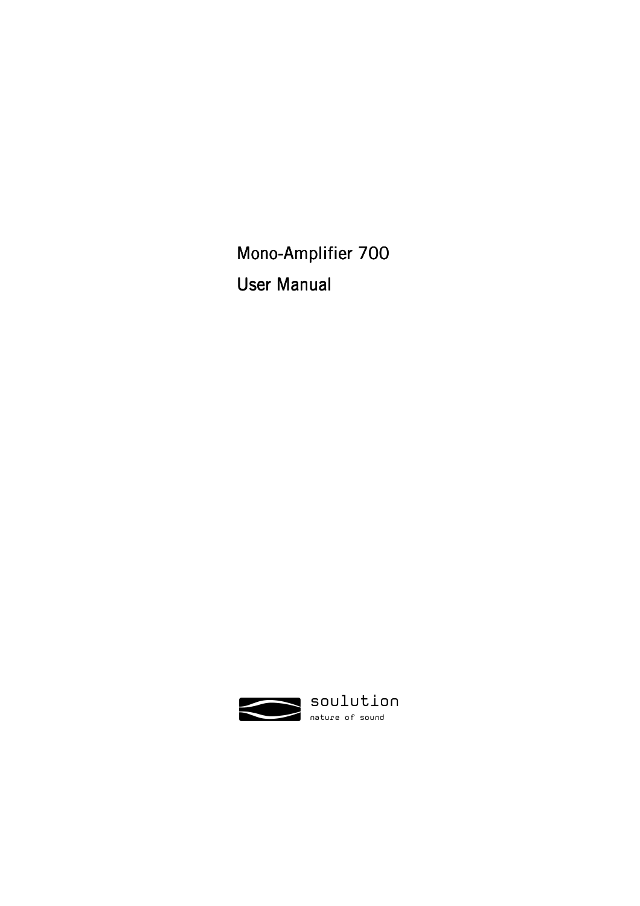# Mono-Amplifier 700

# User Manual

soulution

nature of sound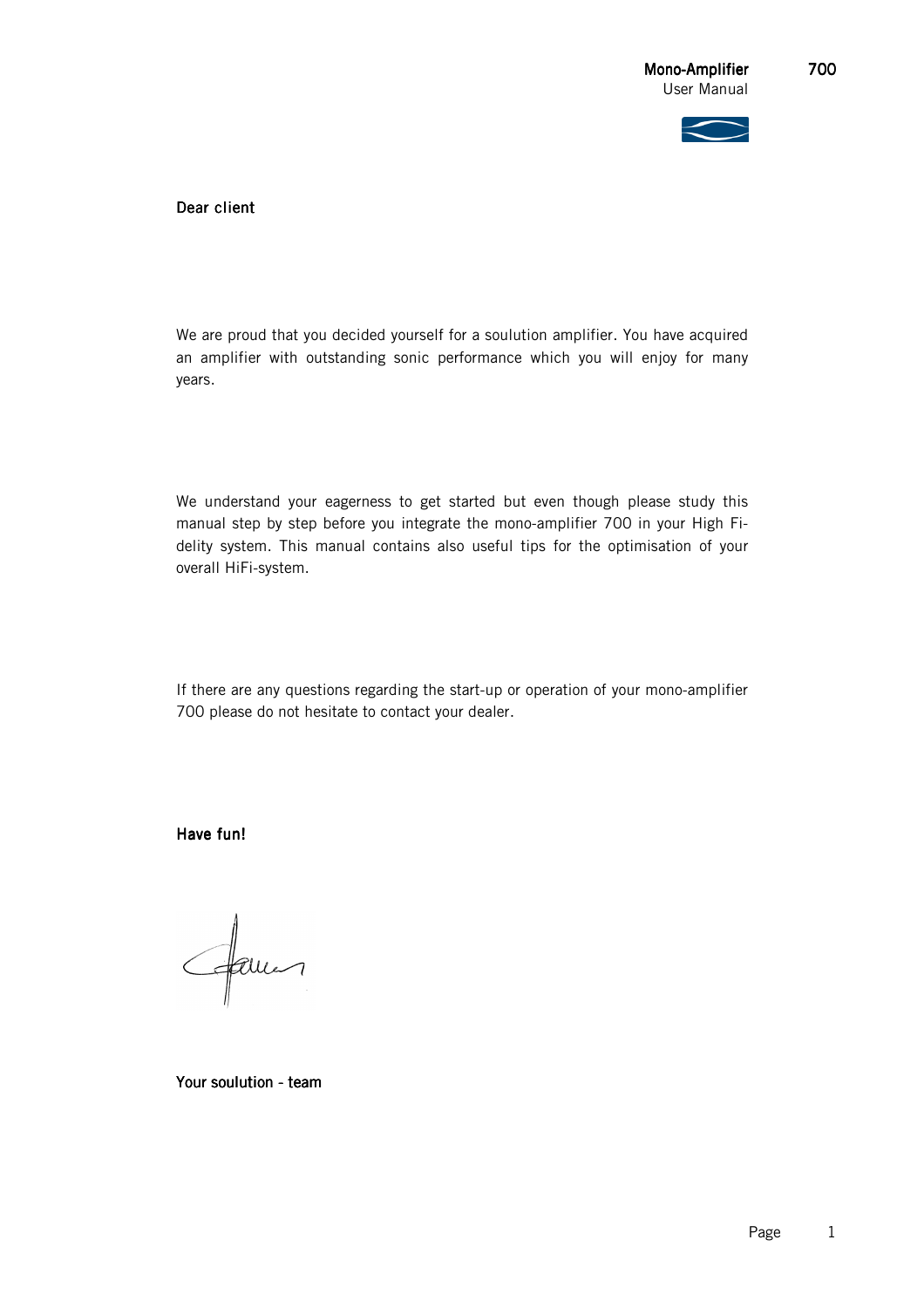Dear client

We are proud that you decided yourself for a soulution amplifier. You have acquired an amplifier with outstanding sonic performance which you will enjoy for many years.

We understand your eagerness to get started but even though please study this manual step by step before you integrate the mono-amplifier 700 in your High Fidelity system. This manual contains also useful tips for the optimisation of your overall HiFi-system.

If there are any questions regarding the start-up or operation of your mono-amplifier 700 please do not hesitate to contact your dealer.

**Have fun!**

**Your soulution - team**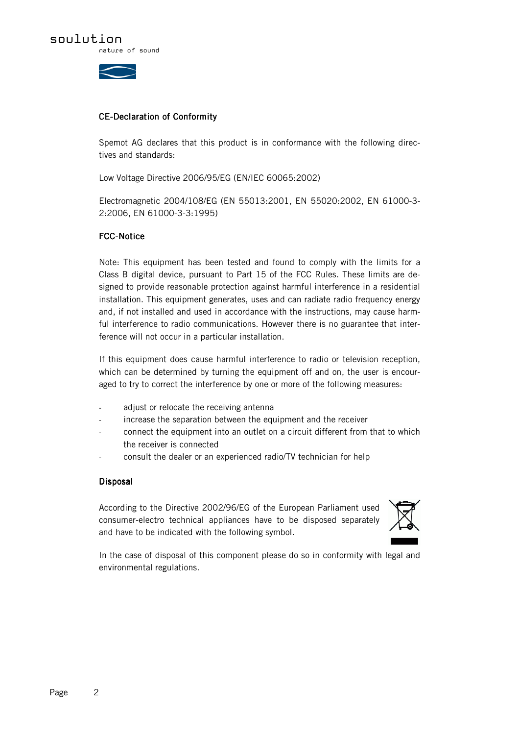## CE-Declaration of Conformity

Spemot AG declares that this product is in conformance with the following directives and standards:

Low Voltage Directive 2006/95/EG (EN/IEC 60065:2002)

Electromagnetic 2004/108/EG (EN 55013:2001, EN 55020:2002, EN 61000-3-2:2006, EN 61000-3-3:1995)

## FCC-Notice

Note: This equipment has been tested and found to comply with the limits for a Class B digital device, pursuant to Part 15 of the FCC Rules. These limits are designed to provide reasonable protection against harmful interference in a residential installation. This equipment generates, uses and can radiate radio frequency energy and, if not installed and used in accordance with the instructions, may cause harmful interference to radio communications. However there is no guarantee that interference will not occur in a particular installation.

If this equipment does cause harmful interference to radio or television reception, which can be determined by turning the equipment off and on, the user is encouraged to try to correct the interference by one or more of the following measures:

- adjust or relocate the receiving antenna
- increase the separation between the equipment and the receiver
- connect the equipment into an outlet on a circuit different from that to which the receiver is connected
- consult the dealer or an experienced radio/TV technician for help

## Disposal

According to the Directive 2002/96/EG of the European Parliament used consumer-electro technical appliances have to be disposed separately and have to be indicated with the following symbol.

In the case of disposal of this component please do so in conformity with legal and environmental regulations.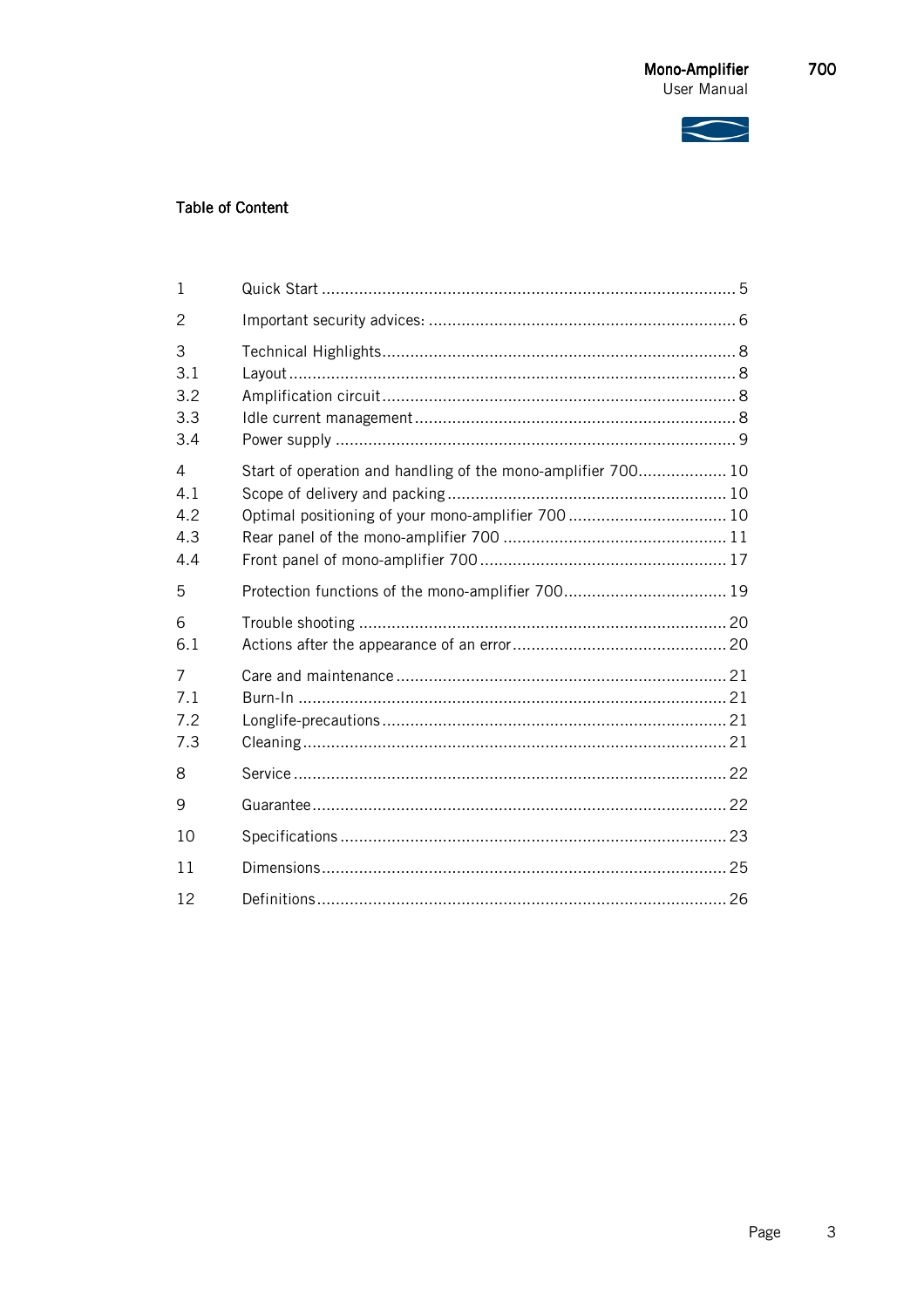## Table of Content

| | | |
|---|---|---|
| 1 | Quick Start | 5 |
| 2 | Important security advices: | 6 |
| 3 | Technical Highlights | 8 |
| 3.1 | Layout | 8 |
| 3.2 | Amplification circuit | 8 |
| 3.3 | Idle current management | 8 |
| 3.4 | Power supply | 9 |
| 4 | Start of operation and handling of the mono-amplifier 700 | 10 |
| 4.1 | Scope of delivery and packing | 10 |
| 4.2 | Optimal positioning of your mono-amplifier 700 | 10 |
| 4.3 | Rear panel of the mono-amplifier 700 | 11 |
| 4.4 | Front panel of mono-amplifier 700 | 17 |
| 5 | Protection functions of the mono-amplifier 700 | 19 |
| 6 | Trouble shooting | 20 |
| 6.1 | Actions after the appearance of an error | 20 |
| 7 | Care and maintenance | 21 |
| 7.1 | Burn-In | 21 |
| 7.2 | Longlife-precautions | 21 |
| 7.3 | Cleaning | 21 |
| 8 | Service | 22 |
| 9 | Guarantee | 22 |
| 10 | Specifications | 23 |
| 11 | Dimensions | 25 |
| 12 | Definitions | 26 |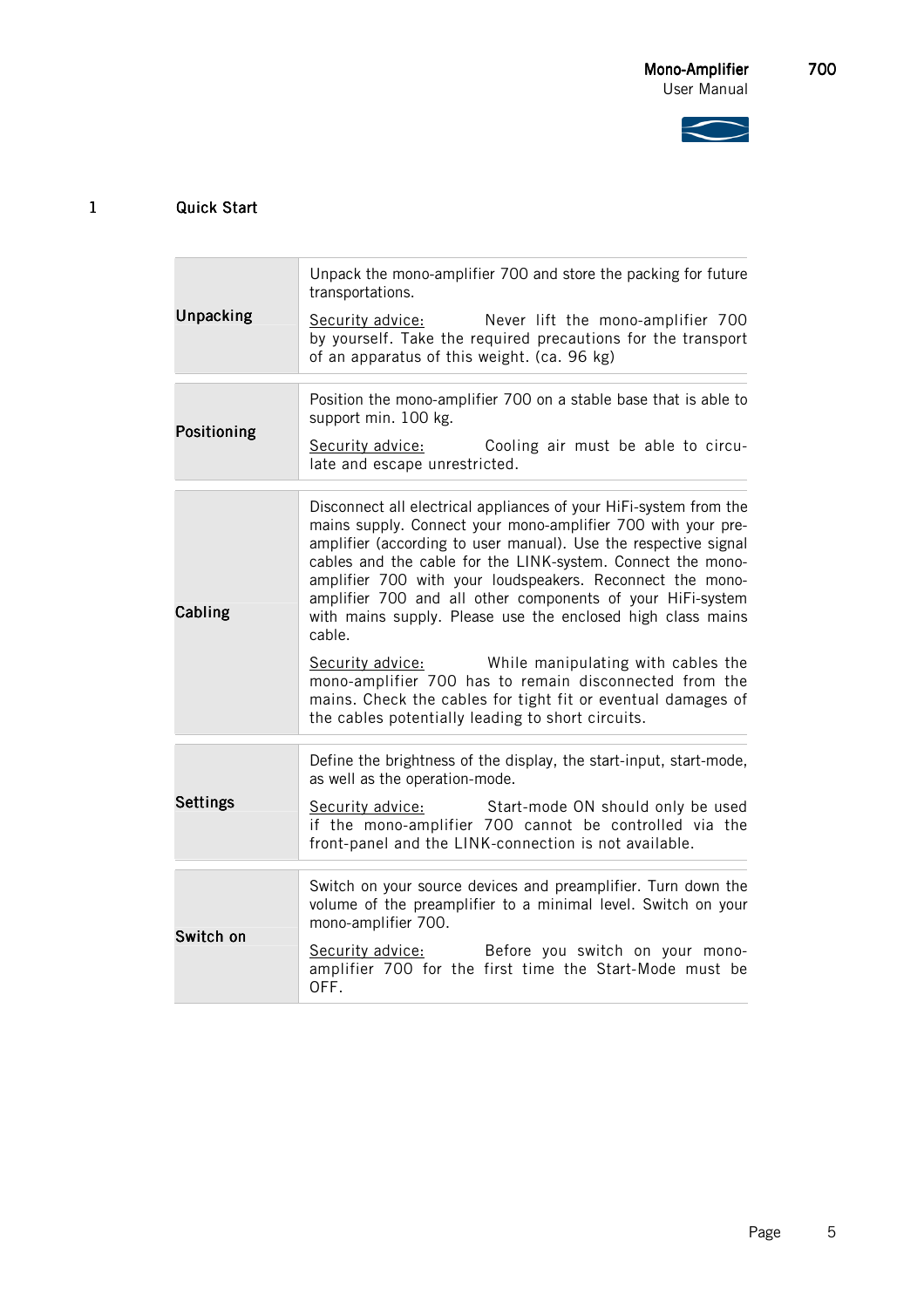# 1 Quick Start

| | |
|---|---|
| **Unpacking** | Unpack the mono-amplifier 700 and store the packing for future transportations.<br><br><u>Security advice:</u> Never lift the mono-amplifier 700 by yourself. Take the required precautions for the transport of an apparatus of this weight. (ca. 96 kg) |
| **Positioning** | Position the mono-amplifier 700 on a stable base that is able to support min. 100 kg.<br><br><u>Security advice:</u> Cooling air must be able to circulate and escape unrestricted. |
| **Cabling** | Disconnect all electrical appliances of your HiFi-system from the mains supply. Connect your mono-amplifier 700 with your preamplifier (according to user manual). Use the respective signal cables and the cable for the LINK-system. Connect the mono-amplifier 700 with your loudspeakers. Reconnect the mono-amplifier 700 and all other components of your HiFi-system with mains supply. Please use the enclosed high class mains cable.<br><br><u>Security advice:</u> While manipulating with cables the mono-amplifier 700 has to remain disconnected from the mains. Check the cables for tight fit or eventual damages of the cables potentially leading to short circuits. |
| **Settings** | Define the brightness of the display, the start-input, start-mode, as well as the operation-mode.<br><br><u>Security advice:</u> Start-mode ON should only be used if the mono-amplifier 700 cannot be controlled via the front-panel and the LINK-connection is not available. |
| **Switch on** | Switch on your source devices and preamplifier. Turn down the volume of the preamplifier to a minimal level. Switch on your mono-amplifier 700.<br><br><u>Security advice:</u> Before you switch on your mono-amplifier 700 for the first time the Start-Mode must be OFF. |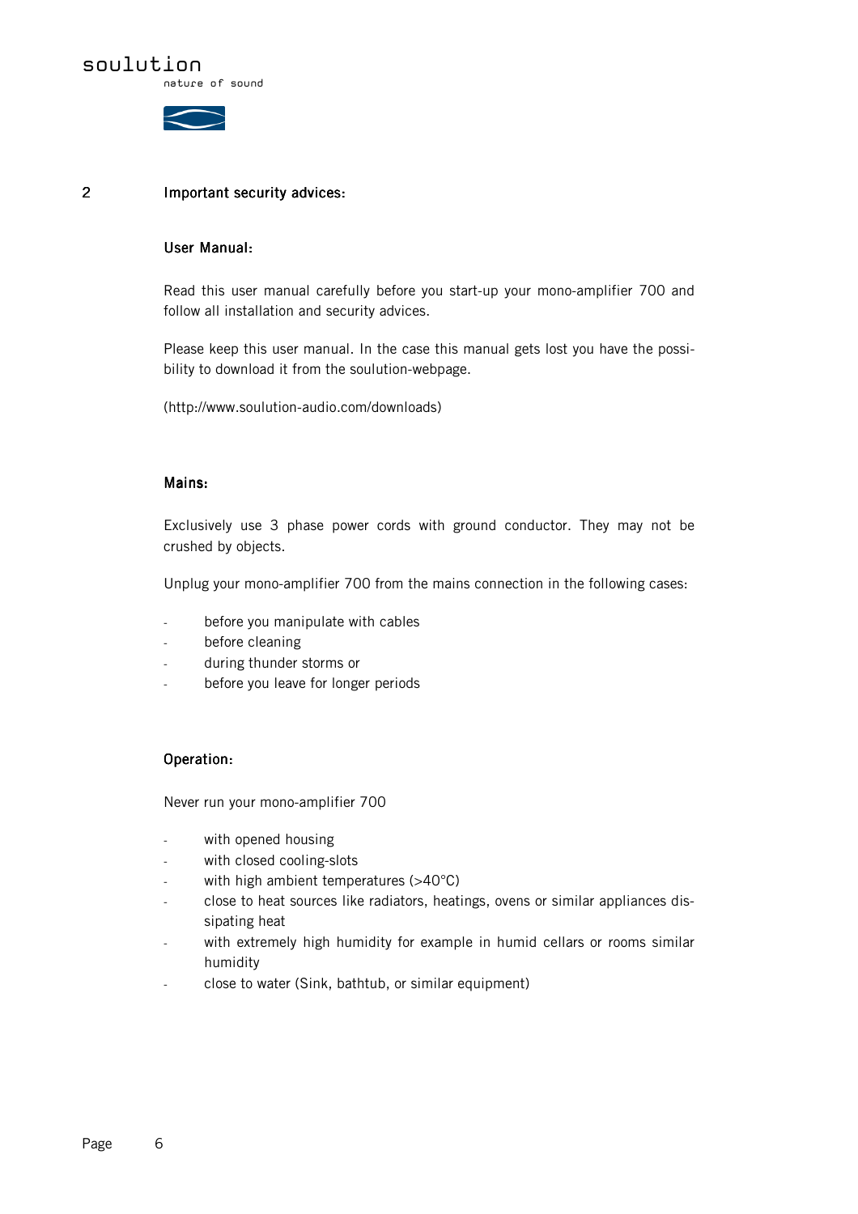## 2 Important security advices:

### User Manual:

Read this user manual carefully before you start-up your mono-amplifier 700 and follow all installation and security advices.

Please keep this user manual. In the case this manual gets lost you have the possibility to download it from the soulution-webpage.

(http://www.soulution-audio.com/downloads)

### Mains:

Exclusively use 3 phase power cords with ground conductor. They may not be crushed by objects.

Unplug your mono-amplifier 700 from the mains connection in the following cases:

- before you manipulate with cables
- before cleaning
- during thunder storms or
- before you leave for longer periods

### Operation:

Never run your mono-amplifier 700

- with opened housing
- with closed cooling-slots
- with high ambient temperatures (>40°C)
- close to heat sources like radiators, heatings, ovens or similar appliances dissipating heat
- with extremely high humidity for example in humid cellars or rooms similar humidity
- close to water (Sink, bathtub, or similar equipment)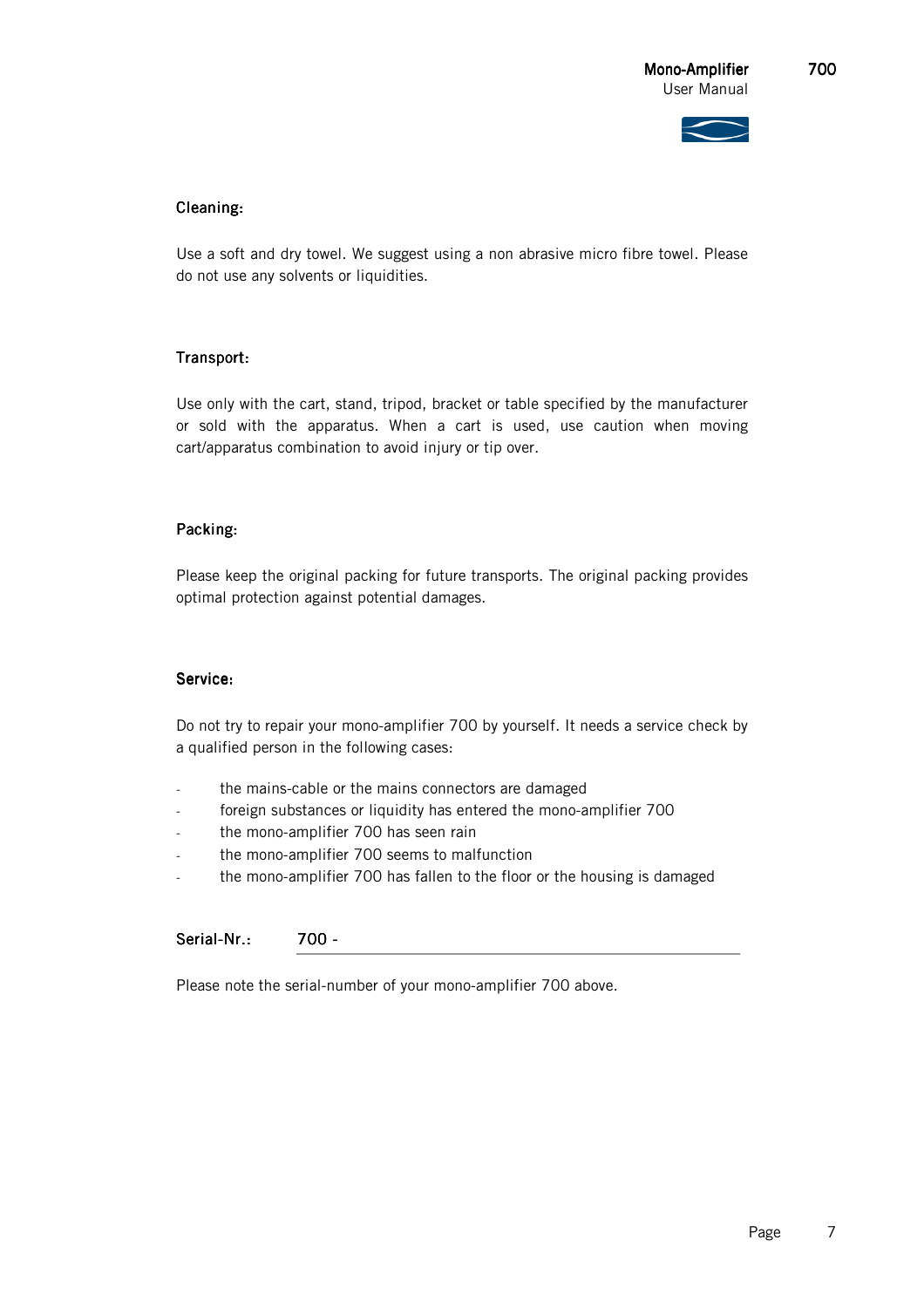### Cleaning:

Use a soft and dry towel. We suggest using a non abrasive micro fibre towel. Please do not use any solvents or liquidities.

### Transport:

Use only with the cart, stand, tripod, bracket or table specified by the manufacturer or sold with the apparatus. When a cart is used, use caution when moving cart/apparatus combination to avoid injury or tip over.

### Packing:

Please keep the original packing for future transports. The original packing provides optimal protection against potential damages.

### Service:

Do not try to repair your mono-amplifier 700 by yourself. It needs a service check by a qualified person in the following cases:

- the mains-cable or the mains connectors are damaged
- foreign substances or liquidity has entered the mono-amplifier 700
- the mono-amplifier 700 has seen rain
- the mono-amplifier 700 seems to malfunction
- the mono-amplifier 700 has fallen to the floor or the housing is damaged

**Serial-Nr.:** 700 - ____________________

Please note the serial-number of your mono-amplifier 700 above.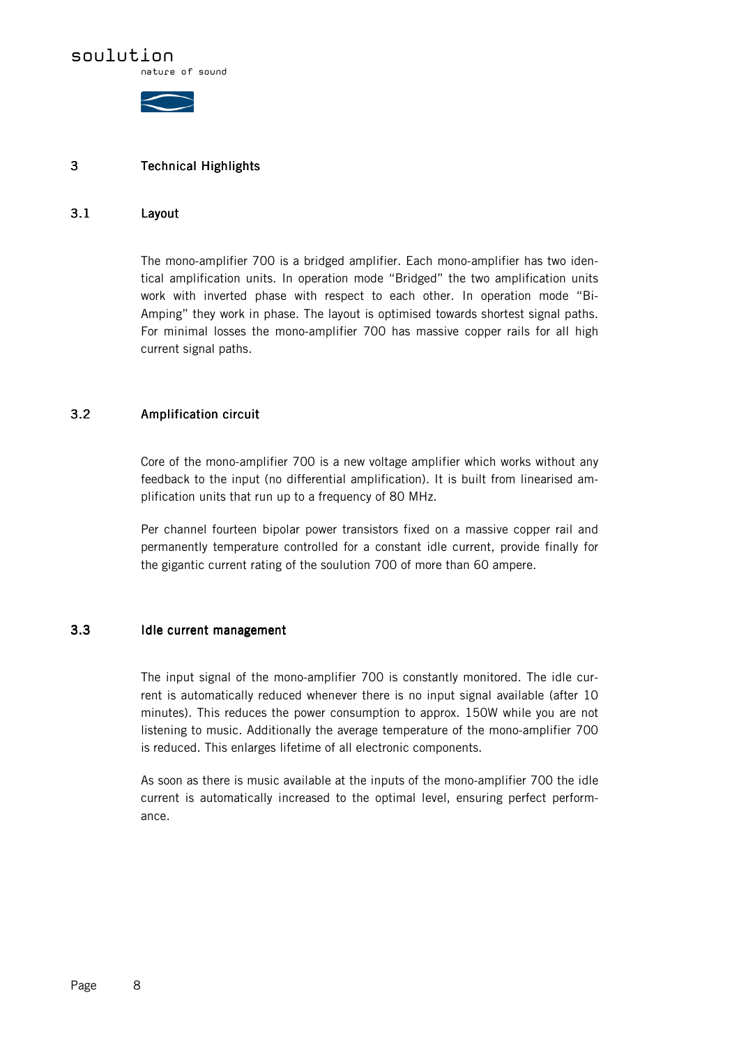# 3 Technical Highlights

## 3.1 Layout

The mono-amplifier 700 is a bridged amplifier. Each mono-amplifier has two identical amplification units. In operation mode "Bridged" the two amplification units work with inverted phase with respect to each other. In operation mode "Bi-Amping" they work in phase. The layout is optimised towards shortest signal paths. For minimal losses the mono-amplifier 700 has massive copper rails for all high current signal paths.

## 3.2 Amplification circuit

Core of the mono-amplifier 700 is a new voltage amplifier which works without any feedback to the input (no differential amplification). It is built from linearised amplification units that run up to a frequency of 80 MHz.

Per channel fourteen bipolar power transistors fixed on a massive copper rail and permanently temperature controlled for a constant idle current, provide finally for the gigantic current rating of the soulution 700 of more than 60 ampere.

## 3.3 Idle current management

The input signal of the mono-amplifier 700 is constantly monitored. The idle current is automatically reduced whenever there is no input signal available (after 10 minutes). This reduces the power consumption to approx. 150W while you are not listening to music. Additionally the average temperature of the mono-amplifier 700 is reduced. This enlarges lifetime of all electronic components.

As soon as there is music available at the inputs of the mono-amplifier 700 the idle current is automatically increased to the optimal level, ensuring perfect performance.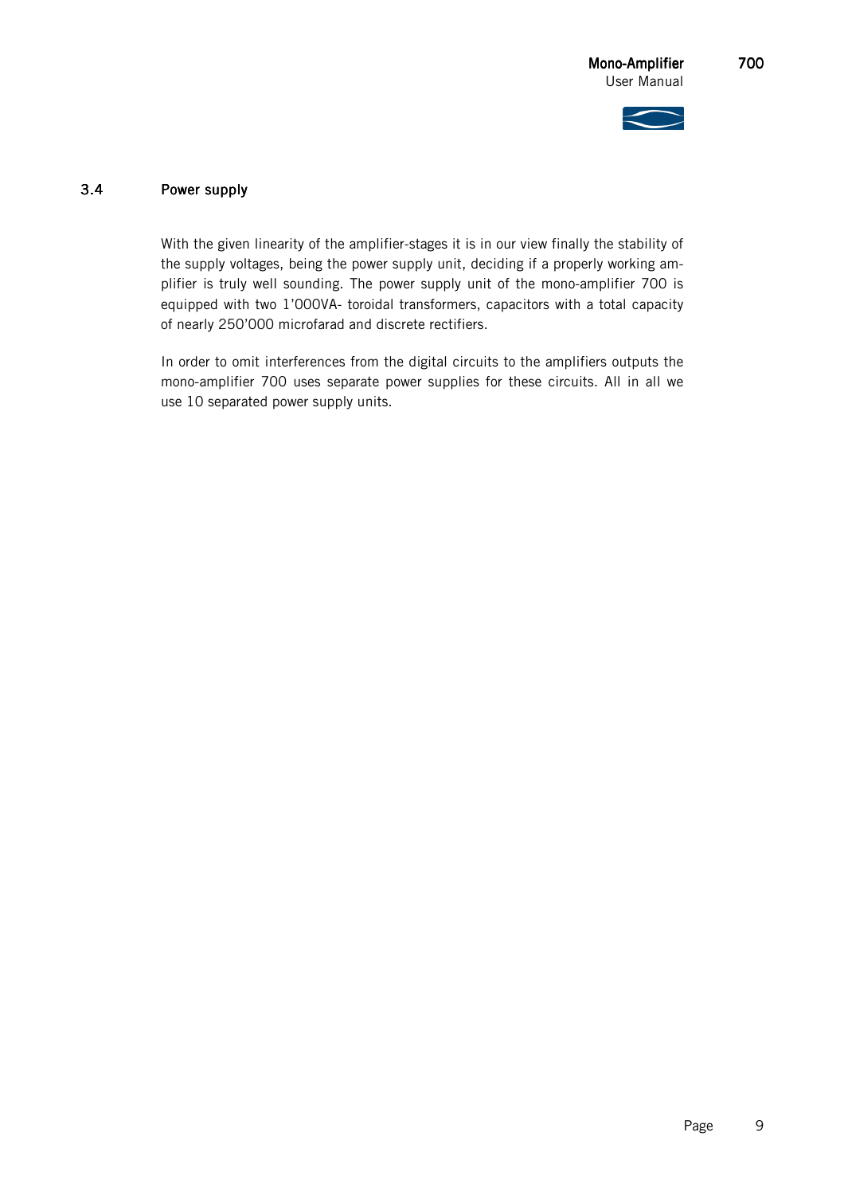## 3.4 Power supply

With the given linearity of the amplifier-stages it is in our view finally the stability of the supply voltages, being the power supply unit, deciding if a properly working amplifier is truly well sounding. The power supply unit of the mono-amplifier 700 is equipped with two 1'000VA- toroidal transformers, capacitors with a total capacity of nearly 250'000 microfarad and discrete rectifiers.

In order to omit interferences from the digital circuits to the amplifiers outputs the mono-amplifier 700 uses separate power supplies for these circuits. All in all we use 10 separated power supply units.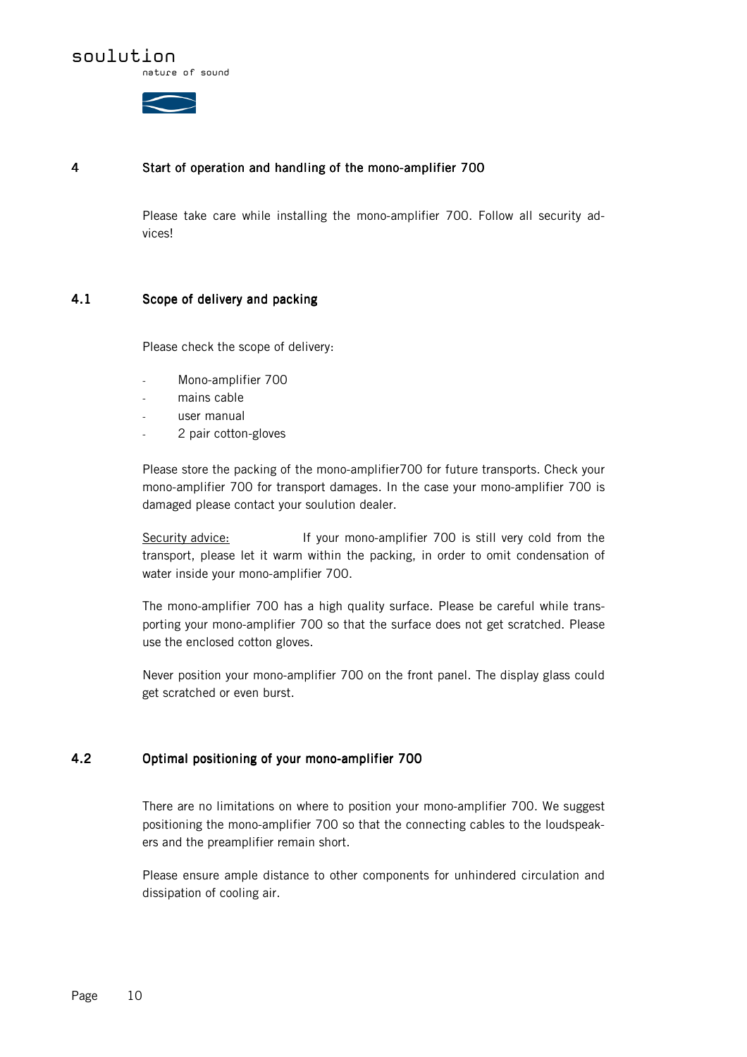## 4 Start of operation and handling of the mono-amplifier 700

Please take care while installing the mono-amplifier 700. Follow all security advices!

### 4.1 Scope of delivery and packing

Please check the scope of delivery:

- Mono-amplifier 700
- mains cable
- user manual
- 2 pair cotton-gloves

Please store the packing of the mono-amplifier700 for future transports. Check your mono-amplifier 700 for transport damages. In the case your mono-amplifier 700 is damaged please contact your soulution dealer.

Security advice: If your mono-amplifier 700 is still very cold from the transport, please let it warm within the packing, in order to omit condensation of water inside your mono-amplifier 700.

The mono-amplifier 700 has a high quality surface. Please be careful while transporting your mono-amplifier 700 so that the surface does not get scratched. Please use the enclosed cotton gloves.

Never position your mono-amplifier 700 on the front panel. The display glass could get scratched or even burst.

### 4.2 Optimal positioning of your mono-amplifier 700

There are no limitations on where to position your mono-amplifier 700. We suggest positioning the mono-amplifier 700 so that the connecting cables to the loudspeakers and the preamplifier remain short.

Please ensure ample distance to other components for unhindered circulation and dissipation of cooling air.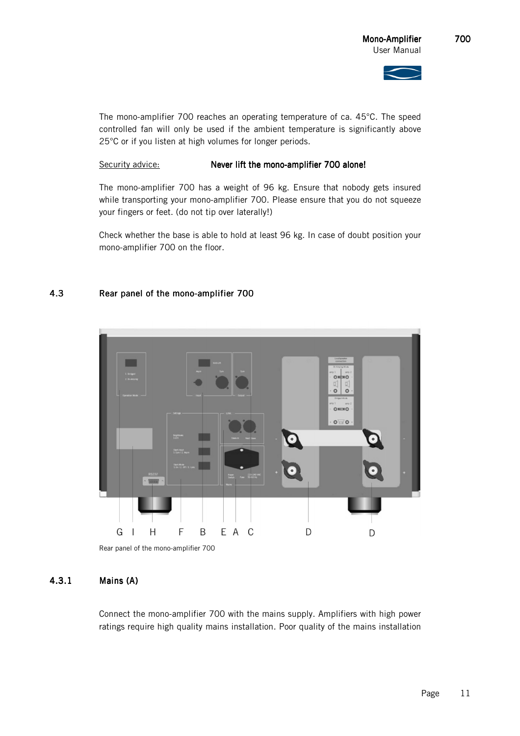The mono-amplifier 700 reaches an operating temperature of ca. 45°C. The speed controlled fan will only be used if the ambient temperature is significantly above 25°C or if you listen at high volumes for longer periods.

Security advice: **Never lift the mono-amplifier 700 alone!**

The mono-amplifier 700 has a weight of 96 kg. Ensure that nobody gets insured while transporting your mono-amplifier 700. Please ensure that you do not squeeze your fingers or feet. (do not tip over laterally!)

Check whether the base is able to hold at least 96 kg. In case of doubt position your mono-amplifier 700 on the floor.

## 4.3 Rear panel of the mono-amplifier 700

G I H F B E A C D D

Rear panel of the mono-amplifier 700

### 4.3.1 Mains (A)

Connect the mono-amplifier 700 with the mains supply. Amplifiers with high power ratings require high quality mains installation. Poor quality of the mains installation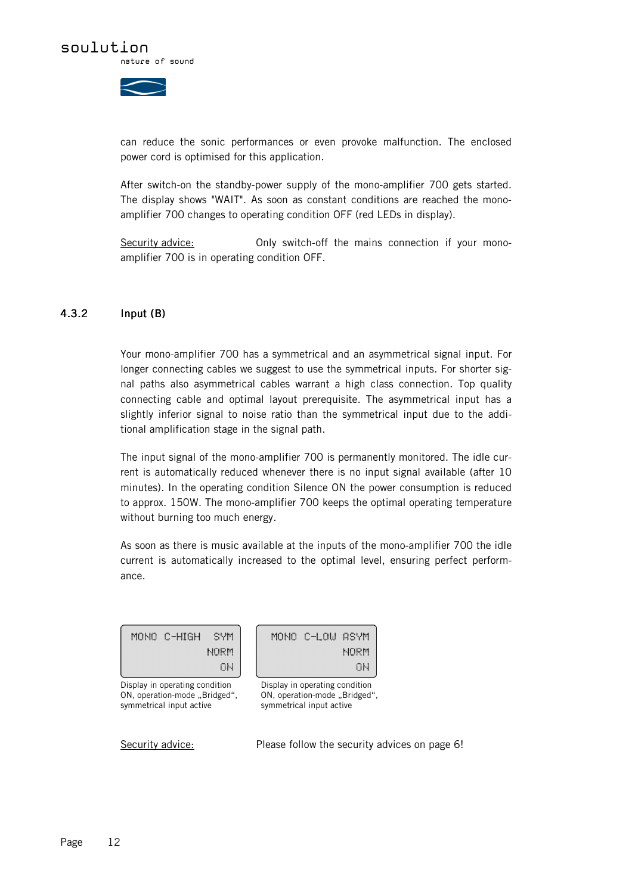can reduce the sonic performances or even provoke malfunction. The enclosed power cord is optimised for this application.

After switch-on the standby-power supply of the mono-amplifier 700 gets started. The display shows "WAIT". As soon as constant conditions are reached the mono-amplifier 700 changes to operating condition OFF (red LEDs in display).

Security advice: Only switch-off the mains connection if your mono-amplifier 700 is in operating condition OFF.

### 4.3.2 Input (B)

Your mono-amplifier 700 has a symmetrical and an asymmetrical signal input. For longer connecting cables we suggest to use the symmetrical inputs. For shorter signal paths also asymmetrical cables warrant a high class connection. Top quality connecting cable and optimal layout prerequisite. The asymmetrical input has a slightly inferior signal to noise ratio than the symmetrical input due to the additional amplification stage in the signal path.

The input signal of the mono-amplifier 700 is permanently monitored. The idle current is automatically reduced whenever there is no input signal available (after 10 minutes). In the operating condition Silence ON the power consumption is reduced to approx. 150W. The mono-amplifier 700 keeps the optimal operating temperature without burning too much energy.

As soon as there is music available at the inputs of the mono-amplifier 700 the idle current is automatically increased to the optimal level, ensuring perfect performance.

```
MONO C-HIGH  SYM
            NORM
              ON
```

Display in operating condition ON, operation-mode „Bridged“, symmetrical input active

```
MONO C-LOW ASYM
           NORM
             ON
```

Display in operating condition ON, operation-mode „Bridged“, symmetrical input active

Security advice: Please follow the security advices on page 6!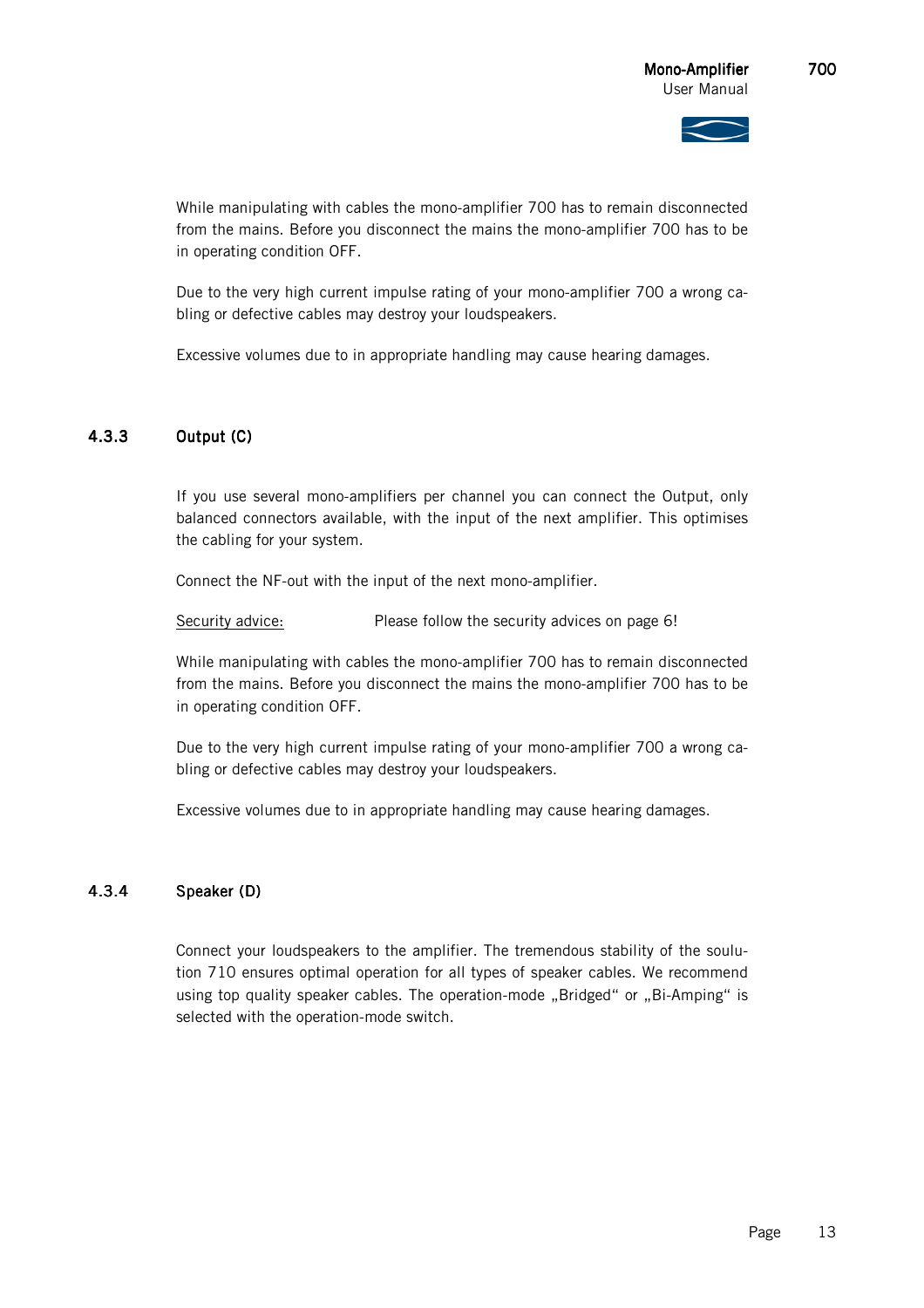While manipulating with cables the mono-amplifier 700 has to remain disconnected from the mains. Before you disconnect the mains the mono-amplifier 700 has to be in operating condition OFF.

Due to the very high current impulse rating of your mono-amplifier 700 a wrong cabling or defective cables may destroy your loudspeakers.

Excessive volumes due to in appropriate handling may cause hearing damages.

### 4.3.3 Output (C)

If you use several mono-amplifiers per channel you can connect the Output, only balanced connectors available, with the input of the next amplifier. This optimises the cabling for your system.

Connect the NF-out with the input of the next mono-amplifier.

Security advice: Please follow the security advices on page 6!

While manipulating with cables the mono-amplifier 700 has to remain disconnected from the mains. Before you disconnect the mains the mono-amplifier 700 has to be in operating condition OFF.

Due to the very high current impulse rating of your mono-amplifier 700 a wrong cabling or defective cables may destroy your loudspeakers.

Excessive volumes due to in appropriate handling may cause hearing damages.

### 4.3.4 Speaker (D)

Connect your loudspeakers to the amplifier. The tremendous stability of the soulution 710 ensures optimal operation for all types of speaker cables. We recommend using top quality speaker cables. The operation-mode „Bridged" or „Bi-Amping" is selected with the operation-mode switch.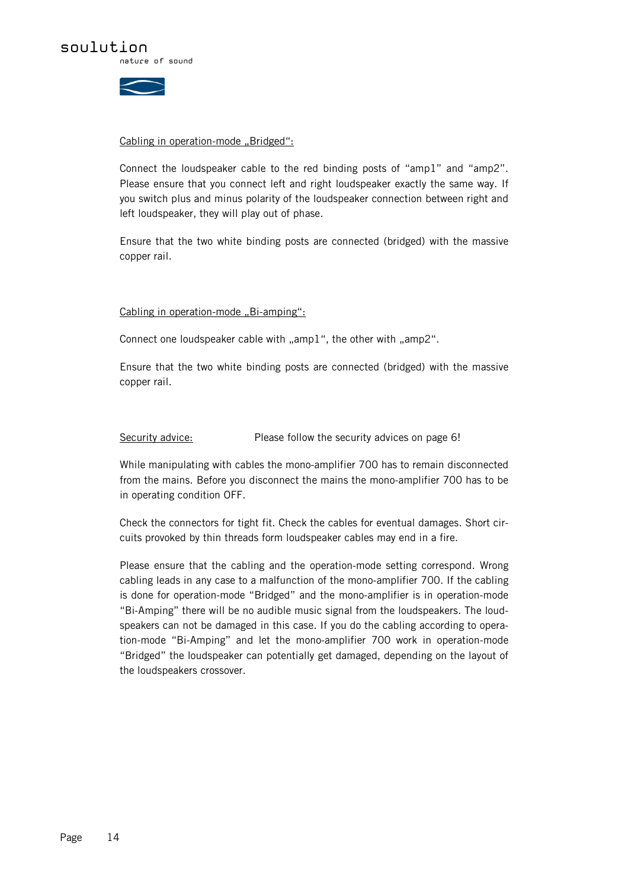Cabling in operation-mode „Bridged“:

Connect the loudspeaker cable to the red binding posts of “amp1” and “amp2”. Please ensure that you connect left and right loudspeaker exactly the same way. If you switch plus and minus polarity of the loudspeaker connection between right and left loudspeaker, they will play out of phase.

Ensure that the two white binding posts are connected (bridged) with the massive copper rail.

Cabling in operation-mode „Bi-amping“:

Connect one loudspeaker cable with „amp1“, the other with „amp2“.

Ensure that the two white binding posts are connected (bridged) with the massive copper rail.

Security advice: Please follow the security advices on page 6!

While manipulating with cables the mono-amplifier 700 has to remain disconnected from the mains. Before you disconnect the mains the mono-amplifier 700 has to be in operating condition OFF.

Check the connectors for tight fit. Check the cables for eventual damages. Short circuits provoked by thin threads form loudspeaker cables may end in a fire.

Please ensure that the cabling and the operation-mode setting correspond. Wrong cabling leads in any case to a malfunction of the mono-amplifier 700. If the cabling is done for operation-mode “Bridged” and the mono-amplifier is in operation-mode “Bi-Amping” there will be no audible music signal from the loudspeakers. The loudspeakers can not be damaged in this case. If you do the cabling according to operation-mode “Bi-Amping” and let the mono-amplifier 700 work in operation-mode “Bridged” the loudspeaker can potentially get damaged, depending on the layout of the loudspeakers crossover.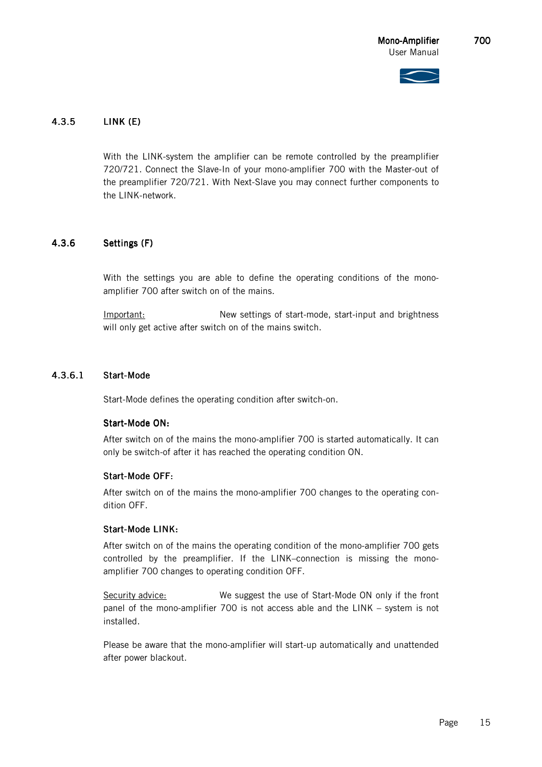### 4.3.5 LINK (E)

With the LINK-system the amplifier can be remote controlled by the preamplifier 720/721. Connect the Slave-In of your mono-amplifier 700 with the Master-out of the preamplifier 720/721. With Next-Slave you may connect further components to the LINK-network.

### 4.3.6 Settings (F)

With the settings you are able to define the operating conditions of the mono-amplifier 700 after switch on of the mains.

Important: New settings of start-mode, start-input and brightness will only get active after switch on of the mains switch.

#### 4.3.6.1 Start-Mode

Start-Mode defines the operating condition after switch-on.

**Start-Mode ON:**

After switch on of the mains the mono-amplifier 700 is started automatically. It can only be switch-of after it has reached the operating condition ON.

**Start-Mode OFF:**

After switch on of the mains the mono-amplifier 700 changes to the operating condition OFF.

**Start-Mode LINK:**

After switch on of the mains the operating condition of the mono-amplifier 700 gets controlled by the preamplifier. If the LINK–connection is missing the mono-amplifier 700 changes to operating condition OFF.

Security advice: We suggest the use of Start-Mode ON only if the front panel of the mono-amplifier 700 is not access able and the LINK – system is not installed.

Please be aware that the mono-amplifier will start-up automatically and unattended after power blackout.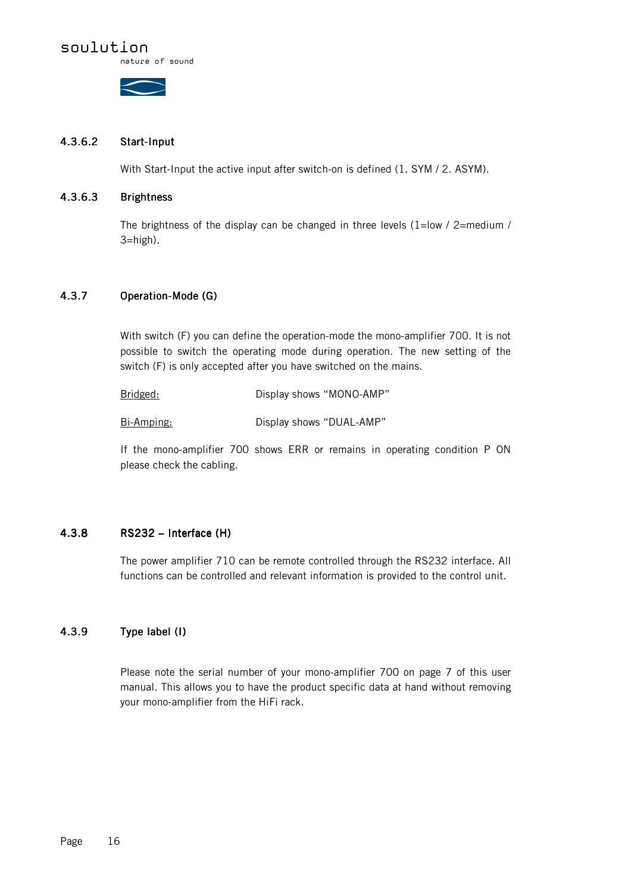#### 4.3.6.2 Start-Input

With Start-Input the active input after switch-on is defined (1. SYM / 2. ASYM).

#### 4.3.6.3 Brightness

The brightness of the display can be changed in three levels (1=low / 2=medium / 3=high).

### 4.3.7 Operation-Mode (G)

With switch (F) you can define the operation-mode the mono-amplifier 700. It is not possible to switch the operating mode during operation. The new setting of the switch (F) is only accepted after you have switched on the mains.

| | |
|---|---|
| <u>Bridged:</u> | Display shows “MONO-AMP” |
| <u>Bi-Amping:</u> | Display shows “DUAL-AMP” |

If the mono-amplifier 700 shows ERR or remains in operating condition P ON please check the cabling.

### 4.3.8 RS232 – Interface (H)

The power amplifier 710 can be remote controlled through the RS232 interface. All functions can be controlled and relevant information is provided to the control unit.

### 4.3.9 Type label (I)

Please note the serial number of your mono-amplifier 700 on page 7 of this user manual. This allows you to have the product specific data at hand without removing your mono-amplifier from the HiFi rack.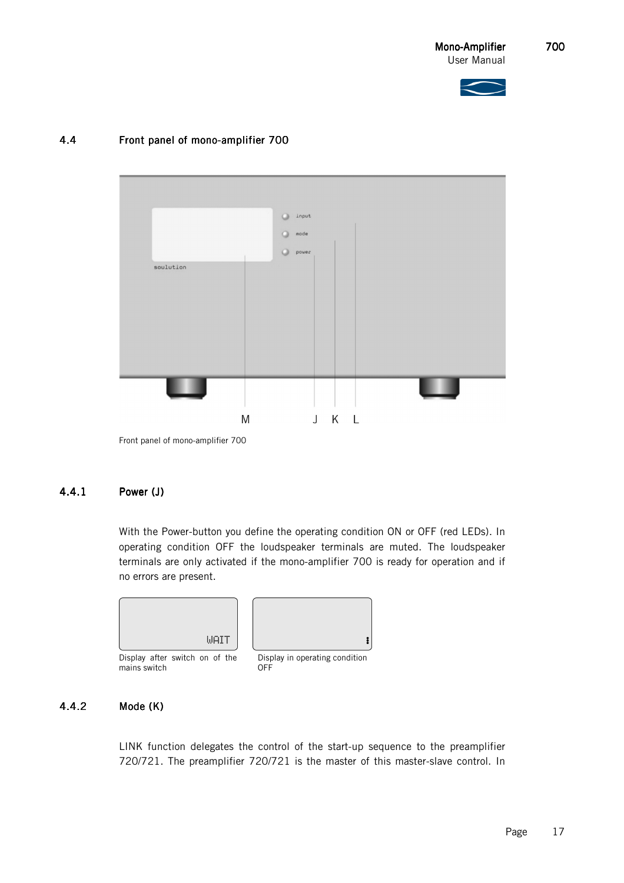## 4.4 Front panel of mono-amplifier 700

Front panel of mono-amplifier 700

### 4.4.1 Power (J)

With the Power-button you define the operating condition ON or OFF (red LEDs). In operating condition OFF the loudspeaker terminals are muted. The loudspeaker terminals are only activated if the mono-amplifier 700 is ready for operation and if no errors are present.

Display after switch on of the mains switch

Display in operating condition OFF

### 4.4.2 Mode (K)

LINK function delegates the control of the start-up sequence to the preamplifier 720/721. The preamplifier 720/721 is the master of this master-slave control. In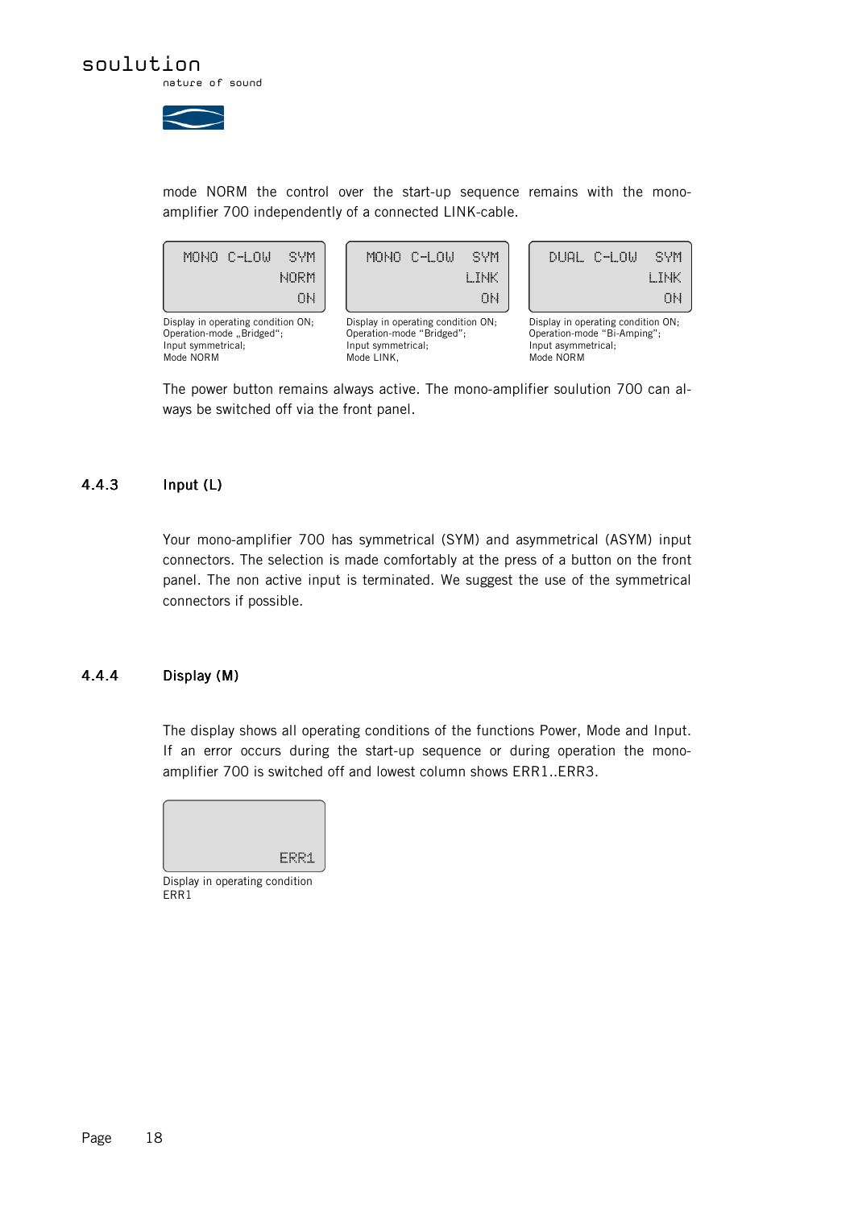mode NORM the control over the start-up sequence remains with the mono-amplifier 700 independently of a connected LINK-cable.

```
MONO C-LOW   SYM
            NORM
              ON
```

Display in operating condition ON;
Operation-mode „Bridged";
Input symmetrical;
Mode NORM

```
MONO C-LOW   SYM
            LINK
              ON
```

Display in operating condition ON;
Operation-mode "Bridged";
Input symmetrical;
Mode LINK,

```
DUAL C-LOW   SYM
            LINK
              ON
```

Display in operating condition ON;
Operation-mode "Bi-Amping";
Input asymmetrical;
Mode NORM

The power button remains always active. The mono-amplifier soulution 700 can always be switched off via the front panel.

### 4.4.3 Input (L)

Your mono-amplifier 700 has symmetrical (SYM) and asymmetrical (ASYM) input connectors. The selection is made comfortably at the press of a button on the front panel. The non active input is terminated. We suggest the use of the symmetrical connectors if possible.

### 4.4.4 Display (M)

The display shows all operating conditions of the functions Power, Mode and Input. If an error occurs during the start-up sequence or during operation the mono-amplifier 700 is switched off and lowest column shows ERR1..ERR3.

```
            ERR1
```

Display in operating condition
ERR1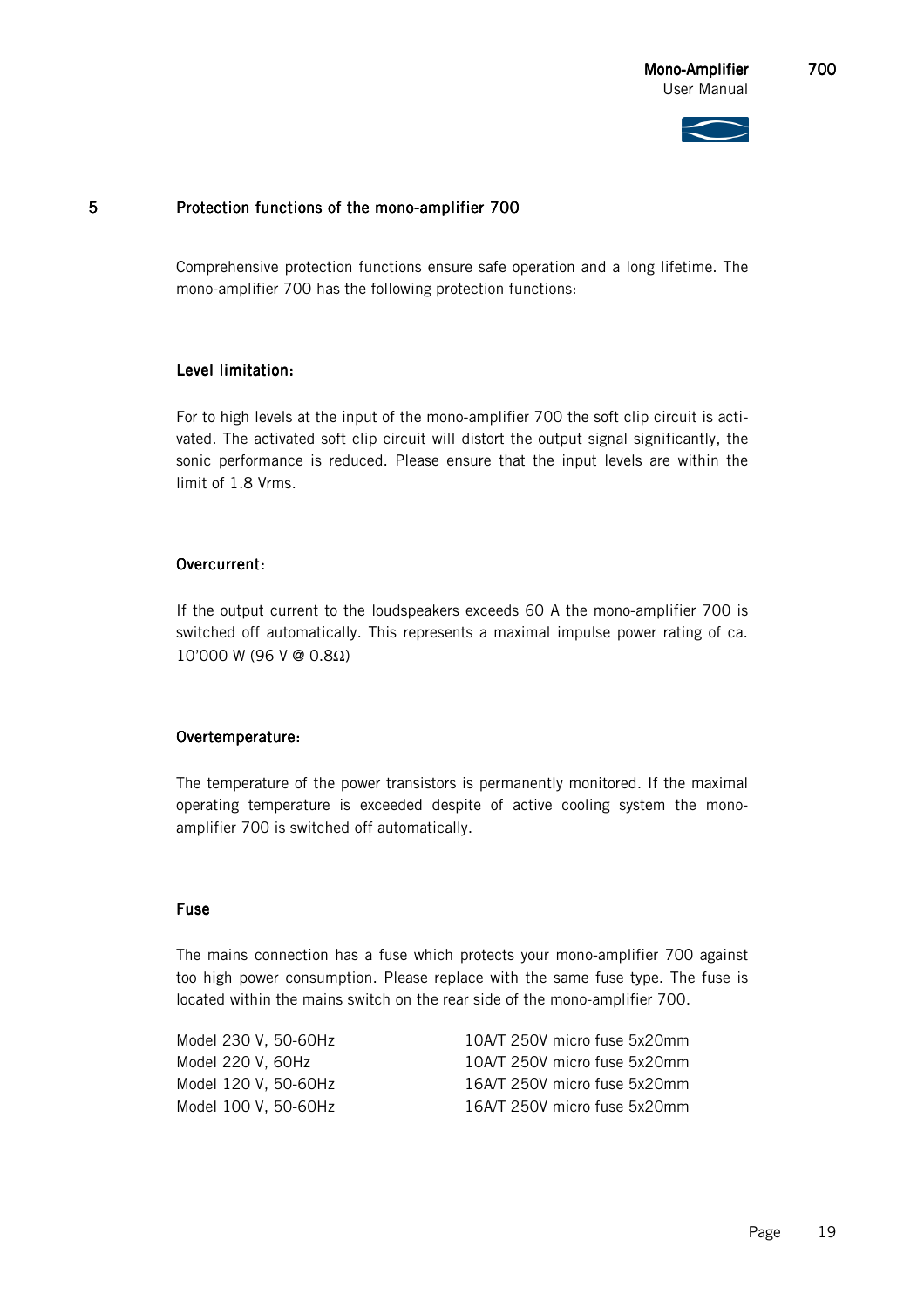# 5 Protection functions of the mono-amplifier 700

Comprehensive protection functions ensure safe operation and a long lifetime. The mono-amplifier 700 has the following protection functions:

## Level limitation:

For to high levels at the input of the mono-amplifier 700 the soft clip circuit is activated. The activated soft clip circuit will distort the output signal significantly, the sonic performance is reduced. Please ensure that the input levels are within the limit of 1.8 Vrms.

## Overcurrent:

If the output current to the loudspeakers exceeds 60 A the mono-amplifier 700 is switched off automatically. This represents a maximal impulse power rating of ca. 10'000 W (96 V @ 0.8Ω)

## Overtemperature:

The temperature of the power transistors is permanently monitored. If the maximal operating temperature is exceeded despite of active cooling system the mono-amplifier 700 is switched off automatically.

## Fuse

The mains connection has a fuse which protects your mono-amplifier 700 against too high power consumption. Please replace with the same fuse type. The fuse is located within the mains switch on the rear side of the mono-amplifier 700.

| | |
|---|---|
| Model 230 V, 50-60Hz | 10A/T 250V micro fuse 5x20mm |
| Model 220 V, 60Hz | 10A/T 250V micro fuse 5x20mm |
| Model 120 V, 50-60Hz | 16A/T 250V micro fuse 5x20mm |
| Model 100 V, 50-60Hz | 16A/T 250V micro fuse 5x20mm |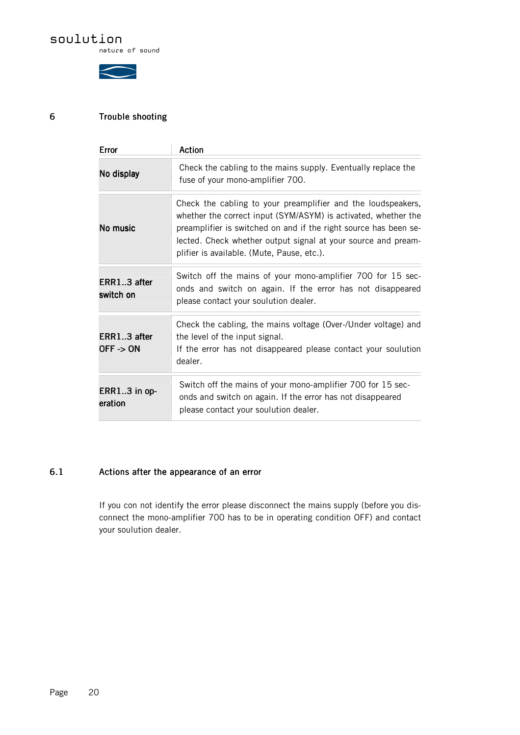# 6 Trouble shooting

| Error | Action |
|---|---|
| No display | Check the cabling to the mains supply. Eventually replace the fuse of your mono-amplifier 700. |
| No music | Check the cabling to your preamplifier and the loudspeakers, whether the correct input (SYM/ASYM) is activated, whether the preamplifier is switched on and if the right source has been selected. Check whether output signal at your source and preamplifier is available. (Mute, Pause, etc.). |
| ERR1..3 after switch on | Switch off the mains of your mono-amplifier 700 for 15 seconds and switch on again. If the error has not disappeared please contact your soulution dealer. |
| ERR1..3 after OFF -> ON | Check the cabling, the mains voltage (Over-/Under voltage) and the level of the input signal. If the error has not disappeared please contact your soulution dealer. |
| ERR1..3 in operation | Switch off the mains of your mono-amplifier 700 for 15 seconds and switch on again. If the error has not disappeared please contact your soulution dealer. |

## 6.1 Actions after the appearance of an error

If you con not identify the error please disconnect the mains supply (before you disconnect the mono-amplifier 700 has to be in operating condition OFF) and contact your soulution dealer.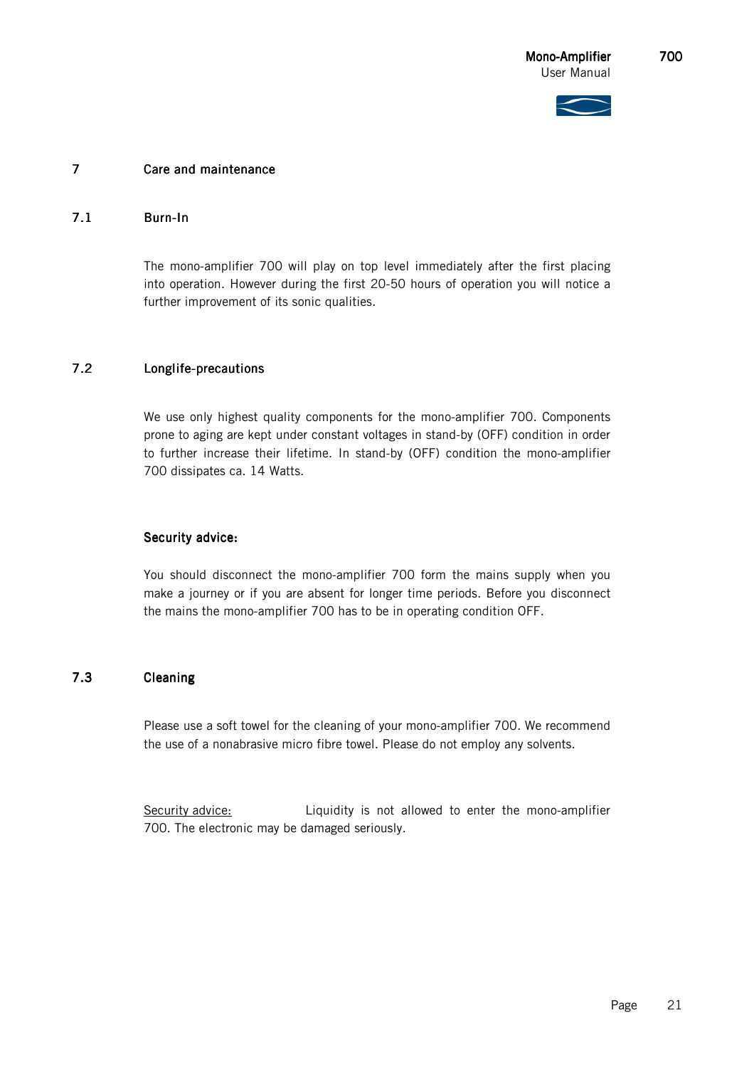## 7 Care and maintenance

### 7.1 Burn-In

The mono-amplifier 700 will play on top level immediately after the first placing into operation. However during the first 20-50 hours of operation you will notice a further improvement of its sonic qualities.

### 7.2 Longlife-precautions

We use only highest quality components for the mono-amplifier 700. Components prone to aging are kept under constant voltages in stand-by (OFF) condition in order to further increase their lifetime. In stand-by (OFF) condition the mono-amplifier 700 dissipates ca. 14 Watts.

**Security advice:**

You should disconnect the mono-amplifier 700 form the mains supply when you make a journey or if you are absent for longer time periods. Before you disconnect the mains the mono-amplifier 700 has to be in operating condition OFF.

### 7.3 Cleaning

Please use a soft towel for the cleaning of your mono-amplifier 700. We recommend the use of a nonabrasive micro fibre towel. Please do not employ any solvents.

<u>Security advice:</u> Liquidity is not allowed to enter the mono-amplifier 700. The electronic may be damaged seriously.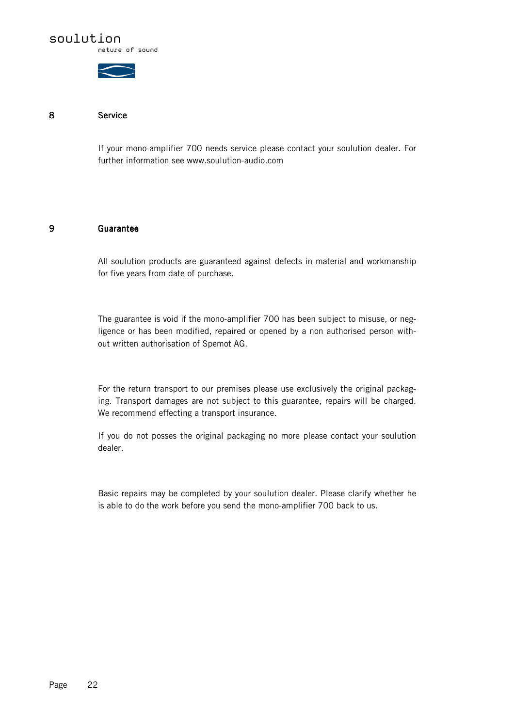## 8 Service

If your mono-amplifier 700 needs service please contact your soulution dealer. For further information see www.soulution-audio.com

## 9 Guarantee

All soulution products are guaranteed against defects in material and workmanship for five years from date of purchase.

The guarantee is void if the mono-amplifier 700 has been subject to misuse, or negligence or has been modified, repaired or opened by a non authorised person without written authorisation of Spemot AG.

For the return transport to our premises please use exclusively the original packaging. Transport damages are not subject to this guarantee, repairs will be charged. We recommend effecting a transport insurance.

If you do not posses the original packaging no more please contact your soulution dealer.

Basic repairs may be completed by your soulution dealer. Please clarify whether he is able to do the work before you send the mono-amplifier 700 back to us.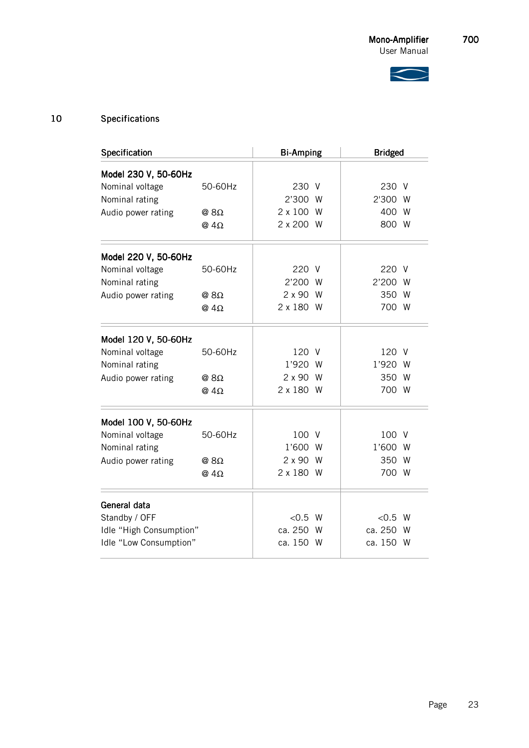## 10 Specifications

| Specification | | Bi-Amping | Bridged |
|---|---|---|---|
| **Model 230 V, 50-60Hz** | | | |
| Nominal voltage | 50-60Hz | 230 V | 230 V |
| Nominal rating | | 2'300 W | 2'300 W |
| Audio power rating | @ 8Ω | 2 x 100 W | 400 W |
| | @ 4Ω | 2 x 200 W | 800 W |
| **Model 220 V, 50-60Hz** | | | |
| Nominal voltage | 50-60Hz | 220 V | 220 V |
| Nominal rating | | 2'200 W | 2'200 W |
| Audio power rating | @ 8Ω | 2 x 90 W | 350 W |
| | @ 4Ω | 2 x 180 W | 700 W |
| **Model 120 V, 50-60Hz** | | | |
| Nominal voltage | 50-60Hz | 120 V | 120 V |
| Nominal rating | | 1'920 W | 1'920 W |
| Audio power rating | @ 8Ω | 2 x 90 W | 350 W |
| | @ 4Ω | 2 x 180 W | 700 W |
| **Model 100 V, 50-60Hz** | | | |
| Nominal voltage | 50-60Hz | 100 V | 100 V |
| Nominal rating | | 1'600 W | 1'600 W |
| Audio power rating | @ 8Ω | 2 x 90 W | 350 W |
| | @ 4Ω | 2 x 180 W | 700 W |
| **General data** | | | |
| Standby / OFF | | <0.5 W | <0.5 W |
| Idle "High Consumption" | | ca. 250 W | ca. 250 W |
| Idle "Low Consumption" | | ca. 150 W | ca. 150 W |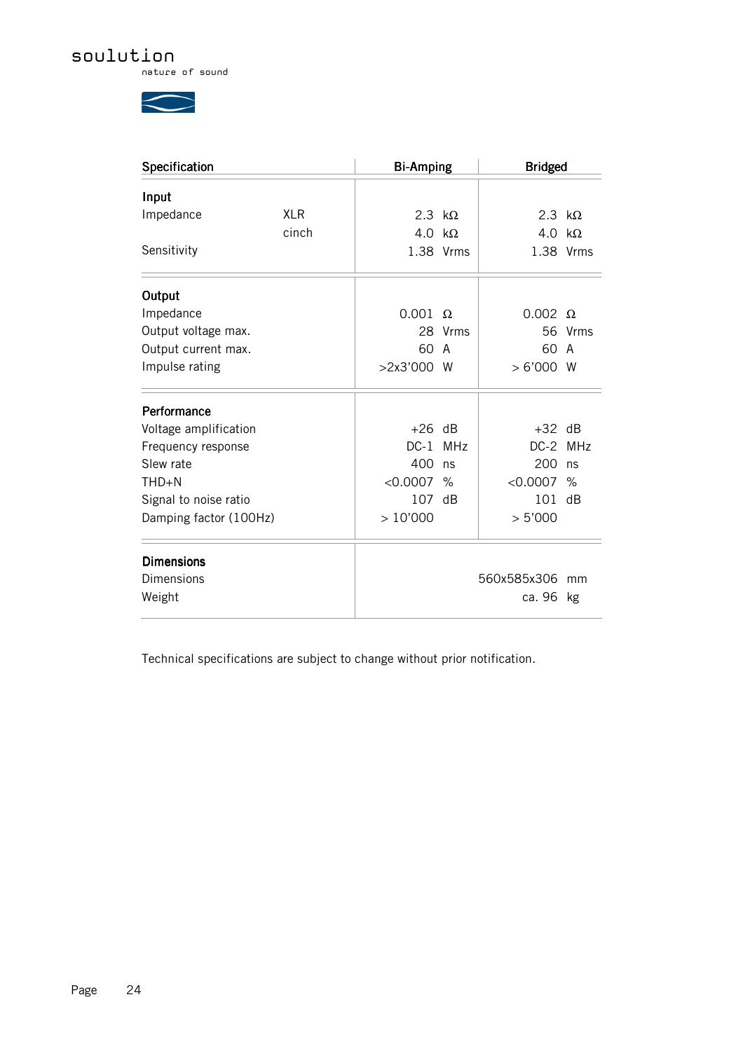| Specification | | Bi-Amping | Bridged |
|---|---|---|---|
| **Input** | | | |
| Impedance | XLR | 2.3 kΩ | 2.3 kΩ |
| | cinch | 4.0 kΩ | 4.0 kΩ |
| Sensitivity | | 1.38 Vrms | 1.38 Vrms |
| **Output** | | | |
| Impedance | | 0.001 Ω | 0.002 Ω |
| Output voltage max. | | 28 Vrms | 56 Vrms |
| Output current max. | | 60 A | 60 A |
| Impulse rating | | >2x3'000 W | > 6'000 W |
| **Performance** | | | |
| Voltage amplification | | +26 dB | +32 dB |
| Frequency response | | DC-1 MHz | DC-2 MHz |
| Slew rate | | 400 ns | 200 ns |
| THD+N | | <0.0007 % | <0.0007 % |
| Signal to noise ratio | | 107 dB | 101 dB |
| Damping factor (100Hz) | | > 10'000 | > 5'000 |
| **Dimensions** | | | |
| Dimensions | | 560x585x306 mm | |
| Weight | | ca. 96 kg | |

Technical specifications are subject to change without prior notification.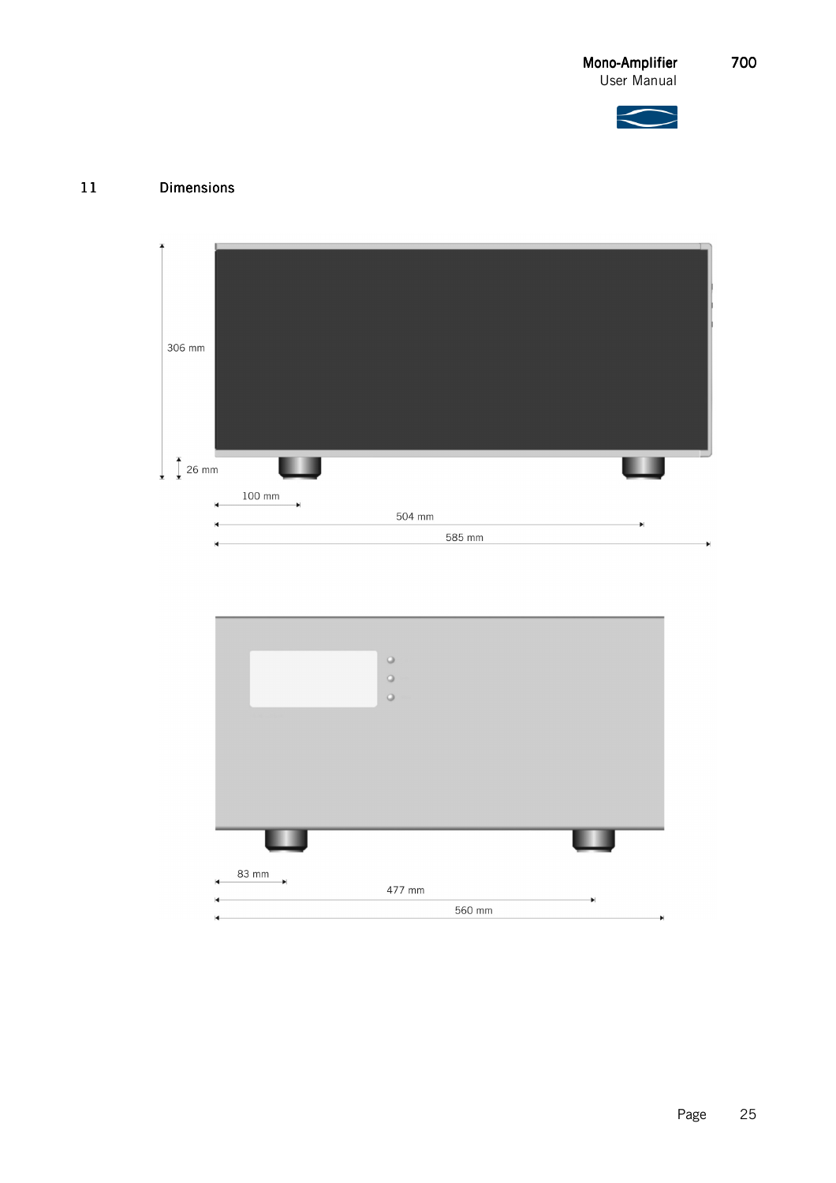## 11 Dimensions

306 mm

26 mm

100 mm

504 mm

585 mm

83 mm

477 mm

560 mm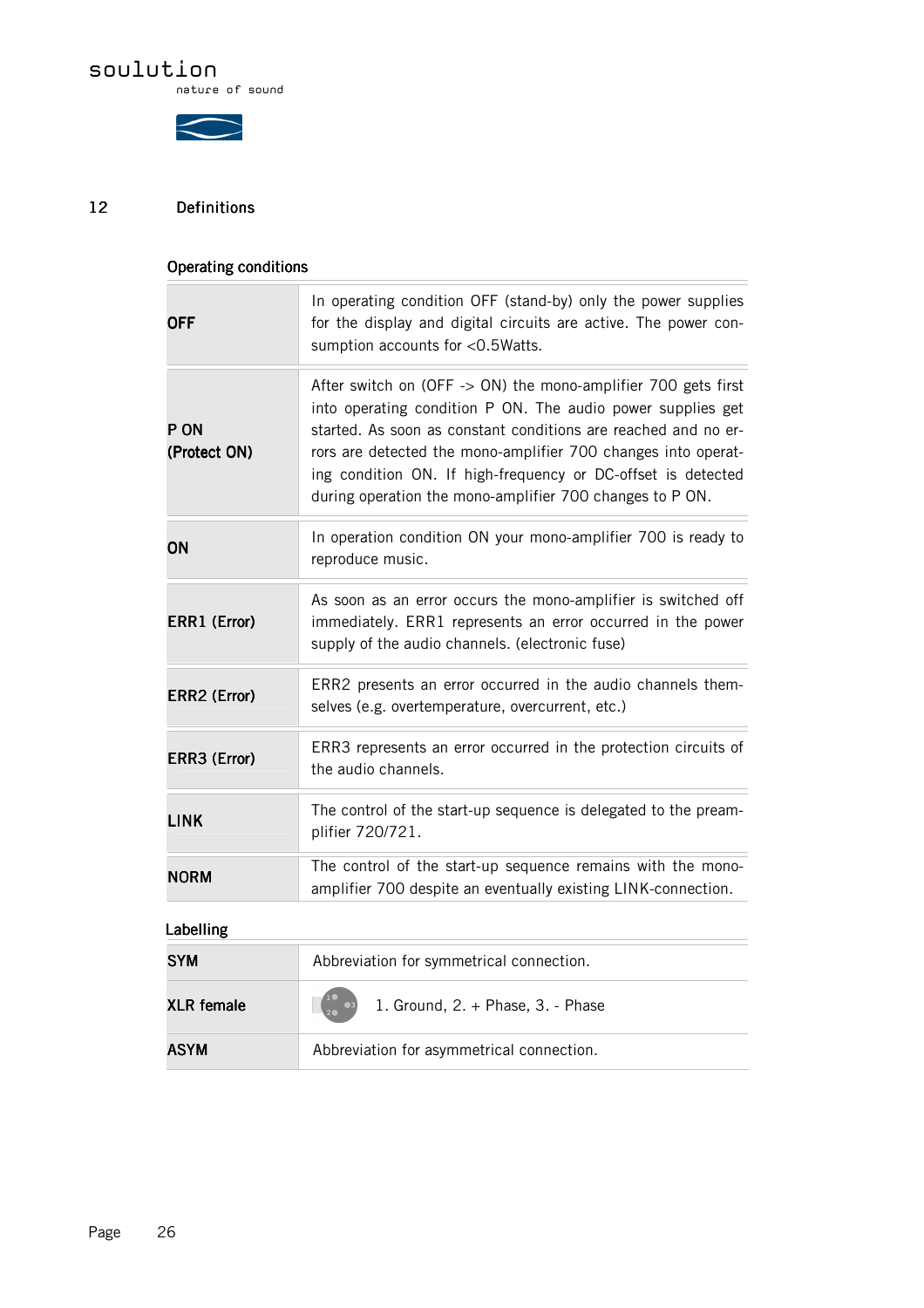## 12 Definitions

### Operating conditions

| | |
|---|---|
| **OFF** | In operating condition OFF (stand-by) only the power supplies for the display and digital circuits are active. The power consumption accounts for <0.5Watts. |
| **P ON (Protect ON)** | After switch on (OFF -> ON) the mono-amplifier 700 gets first into operating condition P ON. The audio power supplies get started. As soon as constant conditions are reached and no errors are detected the mono-amplifier 700 changes into operating condition ON. If high-frequency or DC-offset is detected during operation the mono-amplifier 700 changes to P ON. |
| **ON** | In operation condition ON your mono-amplifier 700 is ready to reproduce music. |
| **ERR1 (Error)** | As soon as an error occurs the mono-amplifier is switched off immediately. ERR1 represents an error occurred in the power supply of the audio channels. (electronic fuse) |
| **ERR2 (Error)** | ERR2 presents an error occurred in the audio channels themselves (e.g. overtemperature, overcurrent, etc.) |
| **ERR3 (Error)** | ERR3 represents an error occurred in the protection circuits of the audio channels. |
| **LINK** | The control of the start-up sequence is delegated to the preamplifier 720/721. |
| **NORM** | The control of the start-up sequence remains with the mono-amplifier 700 despite an eventually existing LINK-connection. |

### Labelling

| | |
|---|---|
| **SYM** | Abbreviation for symmetrical connection. |
| **XLR female** | 1. Ground, 2. + Phase, 3. - Phase |
| **ASYM** | Abbreviation for asymmetrical connection. |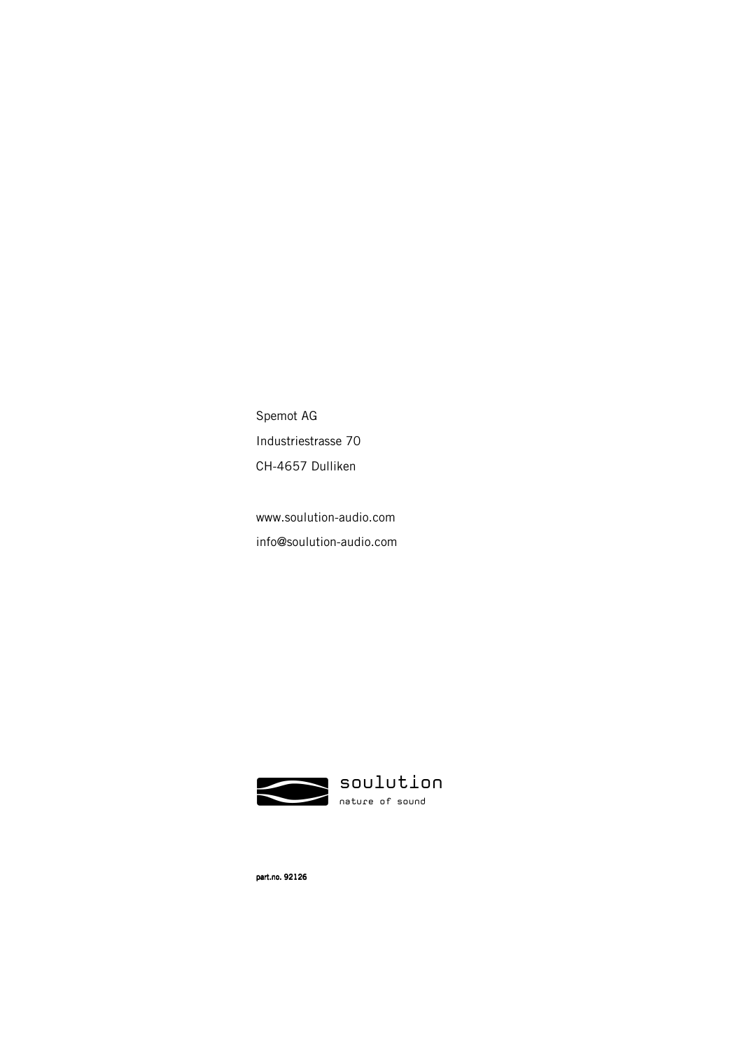Spemot AG

Industriestrasse 70

CH-4657 Dulliken

www.soulution-audio.com

info@soulution-audio.com

soulution

nature of sound

**part.no. 92126**